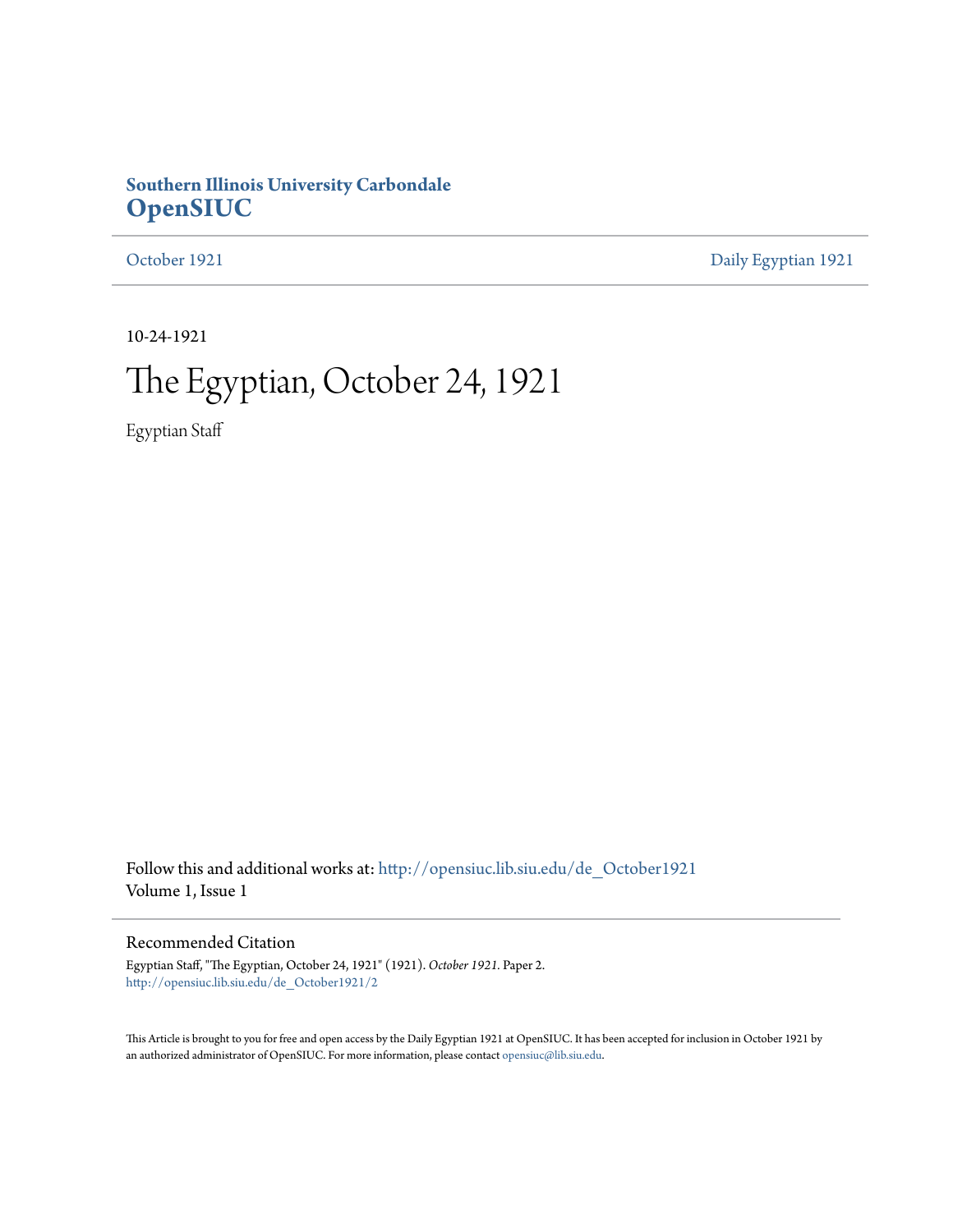**Southern Illinois University Carbondale**
**OpenSIUC**

October 1921 | Daily Egyptian 1921

---

10-24-1921

# The Egyptian, October 24, 1921

Egyptian Staff

Follow this and additional works at: http://opensiuc.lib.siu.edu/de_October1921
Volume 1, Issue 1

## Recommended Citation

Egyptian Staff, "The Egyptian, October 24, 1921" (1921). *October 1921*. Paper 2.
http://opensiuc.lib.siu.edu/de_October1921/2

This Article is brought to you for free and open access by the Daily Egyptian 1921 at OpenSIUC. It has been accepted for inclusion in October 1921 by an authorized administrator of OpenSIUC. For more information, please contact opensiuc@lib.siu.edu.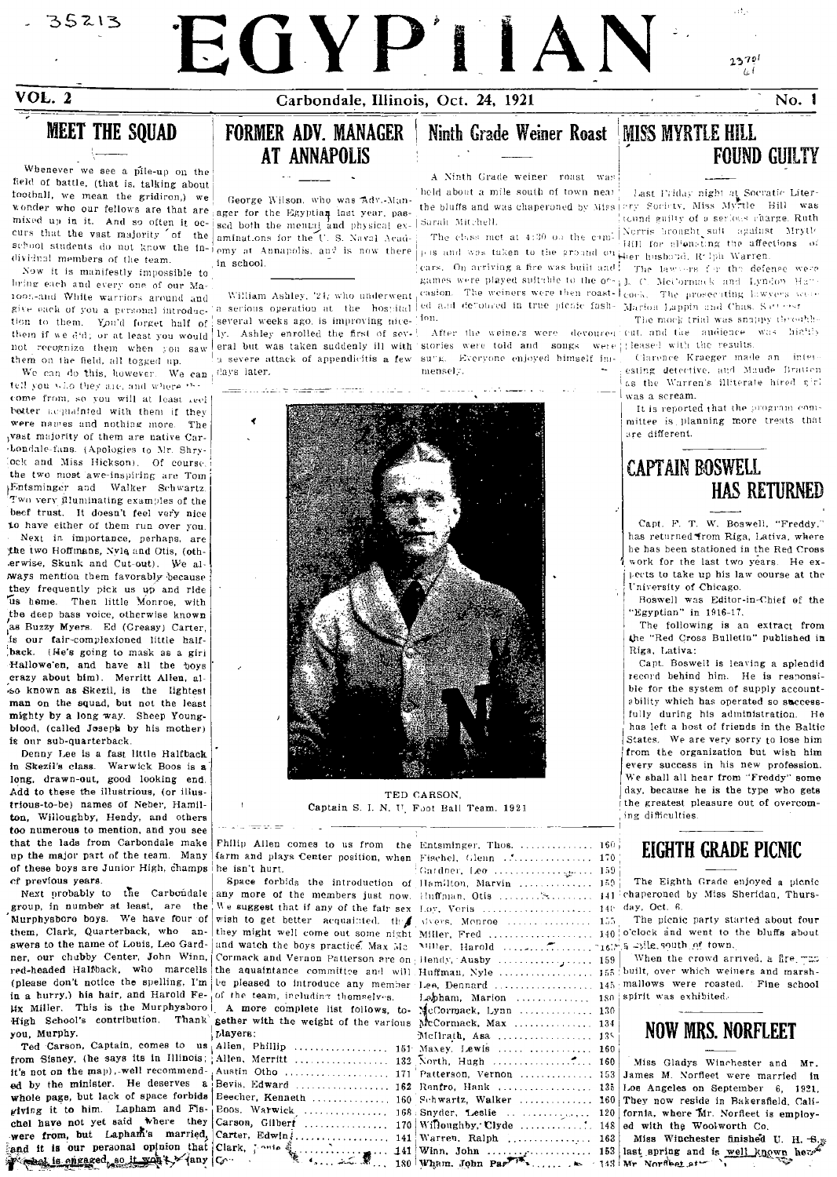# EGYPTIAN

**VOL. 2** — Carbondale, Illinois, Oct. 24, 1921 — **No. 1**

## MEET THE SQUAD

Whenever we see a pile-up on the field of battle, (that is, talking about football, we mean the gridiron,) we wonder who our fellows are that are mixed up in it. And so often it occurs that the vast majority of the school students do not know the individual members of the team.

Now it is manifestly impossible to bring each and every one of our Maroon and White warriors around and give each of you a personal introduction to them. You'd forget half of them if we did; or at least you would not recognize them when you saw them on the field, all togged up.

We can do this, however. We can tell you who they are, and where they come from, so you will at least feel better acquainted with them if they were names and nothing more. The vast majority of them are native Carbondale-fans. (Apologies to Mr. Shryock and Miss Hickson). Of course, the two most awe-inspiring are Tom Entsminger and Walker Schwartz. Two very illuminating examples of the beef trust. It doesn't feel very nice to have either of them run over you.

Next in importance, perhaps, are the two Hoffmans, Nyle and Otis, (otherwise, Skunk and Cut-out). We always mention them favorably because they frequently pick us up and ride us home. Then little Monroe, with the deep bass voice, otherwise known as Buzzy Myers. Ed (Greasy) Carter, is our fair-complexioned little halfback. (He's going to mask as a girl Hallowe'en, and have all the boys crazy about him). Merritt Allen, also known as Skezil, is the lightest man on the squad, but not the least mighty by a long way. Sheep Youngblood, (called Joseph by his mother) is our sub-quarterback.

Denny Lee is a fast little Halfback in Skezil's class. Warwick Boos is a long, drawn-out, good looking end. Add to these the illustrious, (or illustrious-to-be) names of Neber, Hamilton, Willoughby, Hendy, and others too numerous to mention, and you see that the lads from Carbondale make up the major part of the team. Many of these boys are Junior High, champs of previous years.

Next probably to the Carbondale group, in number at least, are the Murphysboro boys. We have four of them, Clark, Quarterback, who answers to the name of Louis, Leo Gardner, our chubby Center, John Winn, red-headed Halfback, who marcells (please don't notice the spelling, I'm in a hurry,) his hair, and Harold Felix Miller. This is the Murphysboro High School's contribution. Thank you, Murphy.

Ted Carson, Captain, comes to us from Sisney, (he says its in Illinois; it's not on the map), well recommended by the minister. He deserves a whole page, but lack of space forbids giving it to him. Lapham and Fischel have not yet said where they were from, but Lapham's married, and it is our personal opinion that Fischel is engaged, so it won't ... any ...

Philip Allen comes to us from the farm and plays Center position, when he isn't hurt.

Space forbids the introduction of any more of the members just now. We suggest that if any of the fair sex wish to get better acquainted, they might well come out some night and watch the boys practice. Max McCormack and Vernon Patterson are on the acquaintance committee and will be pleased to introduce any member of the team, including themselves.

A more complete list follows, together with the weight of the various players:

| Player | Weight |
|---|---|
| Allen, Phillip | 151 |
| Allen, Merritt | 132 |
| Austin Otho | 171 |
| Bevis, Edward | 162 |
| Beecher, Kenneth | 160 |
| Boos, Warwick | 168 |
| Carson, Gilbert | 170 |
| Carter, Edwin | 141 |
| Clark, ... | 141 |
| C... | 180 |
| Entsminger, Thos. | 160 |
| Fischel, Glenn | 170 |
| Gardner, Leo | 159 |
| Hamilton, Marvin | 150 |
| Huffman, Otis | 141 |
| Loy, Veris | 140 |
| Myers, Monroe | 155 |
| Miller, Fred | 140 |
| Miller, Harold | 163 |
| Hendy, Ausby | 159 |
| Huffman, Nyle | 155 |
| Lee, Dennard | 145 |
| Lapham, Marion | 180 |
| McCormack, Lynn | 130 |
| McCormack, Max | 134 |
| McIlrath, Asa | 135 |
| Maxey, Lewis | 160 |
| North, Hugh | 160 |
| Patterson, Vernon | 153 |
| Renfro, Hank | 135 |
| Schwartz, Walker | 160 |
| Snyder, Leslie | 120 |
| Willoughby, Clyde | 148 |
| Warren, Ralph | 162 |
| Winn, John | 153 |
| Wham, John Par... | 143 |

## FORMER ADV. MANAGER AT ANNAPOLIS

George Wilson, who was Adv.-Manager for the Egyptian last year, passed both the mental and physical examinations for the U. S. Naval Academy at Annapolis, and is now there in school.

William Ashley, '21, who underwent a serious operation at the hospital several weeks ago, is improving nicely. Ashley enrolled the first of several but was taken suddenly ill with a severe attack of appendicitis a few days later.

TED CARSON,
Captain S. I. N. U. Foot Ball Team. 1921

## Ninth Grade Weiner Roast

A Ninth Grade weiner roast was held about a mile south of town near the bluffs and was chaperoned by Miss Sarah Mitchell.

The class met at 4:30 on the campus and was taken to the ground on cars. On arriving a fire was built and games were played suitable to the occasion. The weiners were then roasted and devoured in true picnic fashion.

After the weiners were devoured stories were told and songs were sung. Everyone enjoyed himself immensely.

## MISS MYRTLE HILL FOUND GUILTY

Last Friday night at Socratic Literary Society, Miss Myrtle Hill was found guilty of a serious charge. Ruth Norris brought suit against Myrtle Hill for alienating the affections of her husband, Ralph Warren.

The lawyers for the defense were J. C. McCormack and Lyndon Hancock. The prosecuting lawyers were Marion Lappin and Chas. S...

The mock trial was snappy throughout, and the audience was highly pleased with the results.

Clarence Kraeger made an interesting detective, and Maude Bratten as the Warren's illiterate hired girl was a scream.

It is reported that the program committee is planning more treats that are different.

## CAPTAIN BOSWELL HAS RETURNED

Capt. F. T. W. Boswell, "Freddy," has returned from Riga, Lativa, where he has been stationed in the Red Cross work for the last two years. He expects to take up his law course at the University of Chicago.

Boswell was Editor-in-Chief of the "Egyptian" in 1916-17.

The following is an extract from the "Red Cross Bulletin" published in Riga, Lativa:

Capt. Boswell is leaving a splendid record behind him. He is responsible for the system of supply accountability which has operated so successfully during his administration. He has left a host of friends in the Baltic States. We are very sorry to lose him from the organization but wish him every success in his new profession. We shall all hear from "Freddy" some day, because he is the type who gets the greatest pleasure out of overcoming difficulties.

## EIGHTH GRADE PICNIC

The Eighth Grade enjoyed a picnic chaperoned by Miss Sheridan, Thursday, Oct. 6.

The picnic party started about four o'clock and went to the bluffs about a mile south of town.

When the crowd arrived, a fire was built, over which weiners and marshmallows were roasted. Fine school spirit was exhibited.

## NOW MRS. NORFLEET

Miss Gladys Winchester and Mr. James M. Norfleet were married in Los Angeles on September 6, 1921. They now reside in Bakersfield, California, where Mr. Norfleet is employed with the Woolworth Co.

Miss Winchester finished U. H. S. last spring and is well known here. Mr. Norfleet at...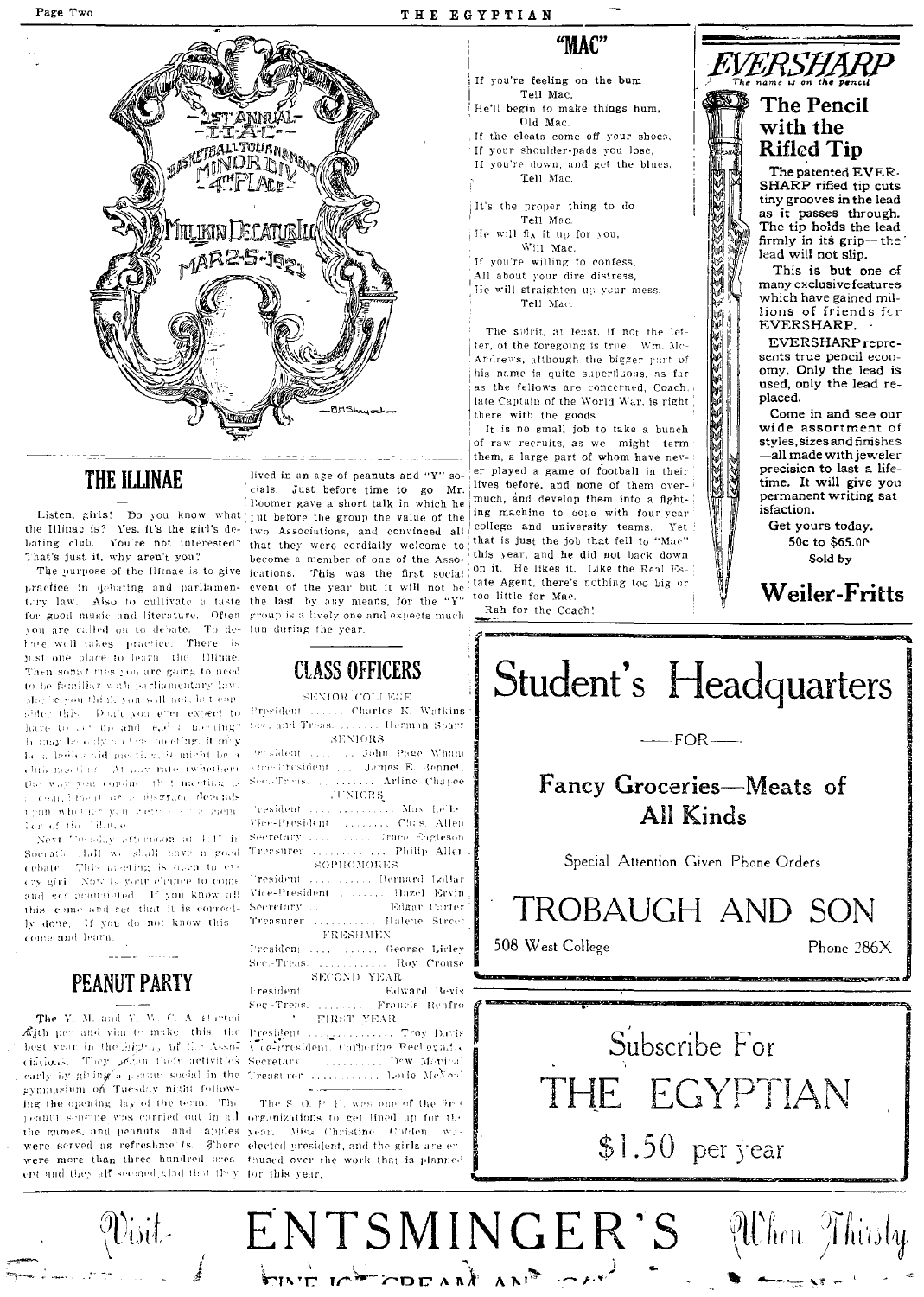1ST ANNUAL I.I.A.C. BASKETBALL TOURNAMENT MINOR DIV. 4TH PLACE MILLIKIN DECATUR ILL. MAR 2-5-1921

## THE ILLINAE

Listen, girls! Do you know what the Illinae is? Yes, it's the girl's debating club. You're not interested? That's just it, why aren't you?

The purpose of the Illinae is to give practice in debating and parliamentary law. Also to cultivate a taste for good music and literature. Often you are called on to debate. To debate well takes practice. There is just one place to learn the Illinae. Then sometimes you are going to need to be familiar with parliamentary law. Maybe you think you will not, but consider this. Don't you ever expect to have to get up and lead a meeting? It may be only a class meeting, it may be a business meeting, it might be a club meeting. At any rate (whether) the way you conduct that meeting is a compliment or a disgrace depends upon whether you were ever a member of the Illinae.

Next Tuesday afternoon at 4:15 in Socratic Hall we shall have a good debate. This meeting is open to every girl. Now is your chance to come and get acquainted. If you know all this come and see that it is correctly done. If you do not know this—come and learn.

## PEANUT PARTY

The Y. M. and Y. W. C. A. started with pep and vim to make this the best year in the history of the Associations. They began their activities early by giving a peanut social in the gymnasium on Tuesday night following the opening day of the term. The peanut scheme was carried out in all the games, and peanuts and apples were served as refreshments. There were more than three hundred present and they all seemed glad that they lived in an age of peanuts and "Y" socials. Just before time to go Mr. Boomer gave a short talk in which he put before the group the value of the two Associations, and convinced all that they were cordially welcome to become a member of one of the Associations. This was the first social event of the year but it will not be the last, by any means, for the "Y" group is a lively one and expects much fun during the year.

## CLASS OFFICERS

SENIOR COLLEGE

President ....... Charles K. Watkins
Sec. and Treas. ....... Herman Sparr

SENIORS

President ......... John Page Wham
Vice-President ..... James E. Bennett
Sec.-Treas. ......... Arline Chapee

JUNIORS

President ................. Max Locke
Vice-President .......... Chas. Allen
Secretary ............ Grace Eagleson
Treasurer ............. Philip Allen

SOPHOMORES

President ............ Bernard Lollar
Vice-President ......... Hazel Ervin
Secretary ............. Edgar Carter
Treasurer ............ Halene Street

FRESHMEN

President ............ George Lirley
Sec.-Treas. ............. Roy Crouse

SECOND YEAR

President ............. Edward Bevis
Sec.-Treas. ........... Francis Renfro

FIRST YEAR

President ............... Troy Davis
Vice-President, Catherine Rechoyah
Secretary .............. Dew Morical
Treasurer ............... Loyle McNeel

The S. O. P. H. was one of the first organizations to get lined up for the year. Miss Christine Golden was elected president, and the girls are enthused over the work that is planned for this year.

## "MAC"

If you're feeling on the bum
Tell Mac.
He'll begin to make things hum,
Old Mac.
If the cleats come off your shoes,
If your shoulder-pads you lose,
If you're down, and get the blues,
Tell Mac.

It's the proper thing to do
Tell Mac.
He will fix it up for you,
Will Mac.
If you're willing to confess,
All about your dire distress,
He will straighten up your mess.
Tell Mac.

The spirit, at least, if not the letter, of the foregoing is true. Wm. McAndrews, although the bigger part of his name is quite superfluous, as far as the fellows are concerned, Coach, late Captain of the World War, is right there with the goods.

It is no small job to take a bunch of raw recruits, as we might term them, a large part of whom have never played a game of football in their lives before, and none of them overmuch, and develop them into a fighting machine to cope with four-year college and university teams. Yet that is just the job that fell to "Mac" this year, and he did not back down on it. He likes it. Like the Real Estate Agent, there's nothing too big or too little for Mac.

Rah for the Coach!

## EVERSHARP

*The name is on the pencil*

**The Pencil with the Rifled Tip**

**The patented EVERSHARP rifled tip cuts tiny grooves in the lead as it passes through. The tip holds the lead firmly in its grip—the lead will not slip.**

This is but one of many exclusive features which have gained millions of friends for EVERSHARP.

EVERSHARP represents true pencil economy. Only the lead is used, only the lead replaced.

Come in and see our wide assortment of styles, sizes and finishes—all made with jeweler precision to last a lifetime. It will give you permanent writing satisfaction.

Get yours today.
50c to $65.00
Sold by

**Weiler-Fritts**

# Student's Headquarters

—FOR—

**Fancy Groceries—Meats of All Kinds**

Special Attention Given Phone Orders

# TROBAUGH AND SON

508 West College — Phone 286X

Subscribe For

# THE EGYPTIAN

$1.50 per year

Visit **ENTSMINGER'S** When Thirsty

FINE ICE CREAM AND CANDY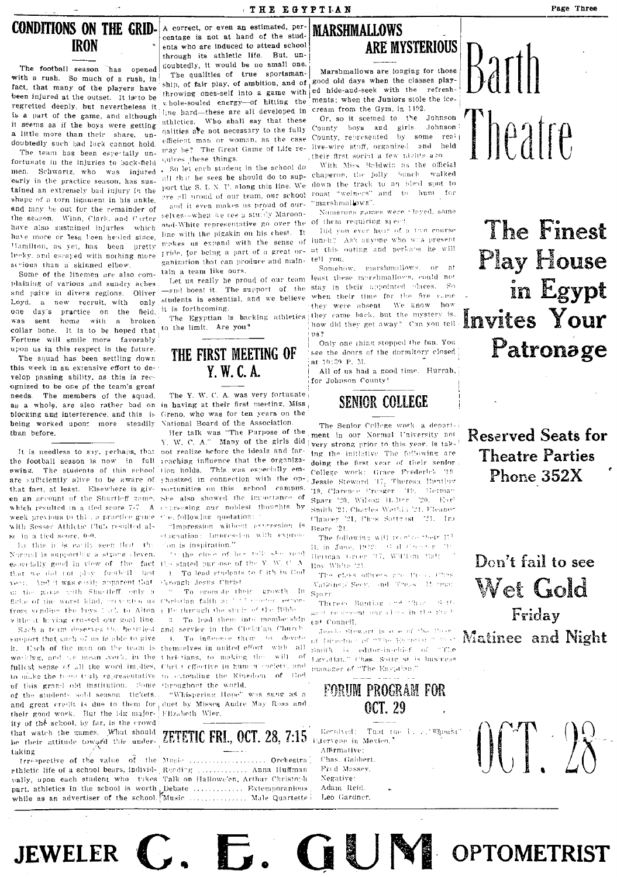## CONDITIONS ON THE GRIDIRON

The football season has opened with a rush. So much of a rush, in fact, that many of the players have been injured at the outset. It is to be regretted deeply, but nevertheless it is a part of the game, and although it seems as if the boys were getting a little more than their share, undoubtedly such bad luck cannot hold.

The team has been especially unfortunate in the injuries to back-field men. Schwartz, who was injured early in the practice season, has sustained an extremely bad injury in the shape of a torn ligament in his ankle, and may be out for the remainder of the season. Winn, Clark, and Carter have also sustained injuries which have more or less been healed since, Hamilton, as yet, has been pretty lucky, and escaped with nothing more serious than a skinned elbow.

Some of the linemen are also complaining of various and sundry aches and pains in divers regions. Oliver Loyd, a new recruit, with only one day's practice on the field, was sent home with a broken collar bone. It is to be hoped that Fortune will smile more favorably upon us in this respect in the future.

The squad has been settling down this week in an extensive effort to develop passing ability, as this is recognized to be one of the team's great needs. The members of the squad, as a whole, are also rather bad on blocking and interference, and this is being worked upon more steadily than before.

It is needless to say, perhaps, that the football season is now in full swing. The students of this school are sufficiently alive to be aware of that fact, at least. Elsewhere is given an account of the Shurtleff game, which resulted in a tied score 7-7. A week previous to this a practice game with Sesser Athletic Club resulted also in a tied score, 0-0.

By this it is easily seen that the Normal is supporting a strong eleven, especially good in view of the fact that we did not play football last year. And it was easily apparent that in the game with Shurtleff, only a fluke of the worst kind, prevented us from sending the boys back to Alton without having crossed our goal line.

Such a team deserves the heartiest support that each of us is able to give it. Each of the men on the team is working, and we mean work, in the fullest sense of all the word implies, to make the team truly representative of this grand old institution. Some of the students sold season tickets, and great credit is due to them for their good work. But the big majority of the school, by far, is the crowd that watch the games. What should be their attitude toward this undertaking

Irrespective of the value of the athletic life of a school bears, individually, upon each student who takes part, athletics in the school is worth while as an advertiser of the school. A correct, or even an estimated, percentage is not at hand of the students who are induced to attend school through its athletic life. But, undoubtedly, it would be no small one.

The qualities of true sportsmanship, of fair play, of ambition, and of throwing ones-self into a game with whole-souled energy—of hitting the line hard—these are all developed in athletics. Who shall say that these qualities are not necessary to the fully efficient man or woman, as the case may be? The Great Game of Life requires these things.

So let each student in the school do all that he sees he should do to support the S. I. N. U. along this line. We are all proud of our team, our school and it even makes us proud of ourselves—when we see a sturdy Maroon-and-White representative go over the line with the pigskin on his chest. It makes us expand with the sense of pride, for being a part of a great organization that can produce and maintain a team like ours.

Let us really be proud of our team—and boost it. The support of the students is essential, and we believe it is forthcoming.

The Egyptian is backing athletics to the limit. Are you?

## THE FIRST MEETING OF Y. W. C. A.

The Y. W. C. A. was very fortunate in having at their first meeting, Miss Greno, who was for ten years on the National Board of the Association.

Her talk was "The Purpose of the Y. W. C. A." Many of the girls did not realize before the ideals and far-reaching influence that the organization holds. This was especially emphasized in connection with the opportunities on this school campus. She also showed the importance of expressing our noblest thoughts by the following quotation:

"Impression without expression is stagnation; Impression with expression is inspiration."

At the close of her talk she read the stated purpose of the Y. W. C. A.

1. To lead students to faith in God through Jesus Christ.

2. To promote their growth in Christian faith and character, especially through the study of the Bible.

3. To lead them into membership and service in the Christian Church.

4. To influence them to devote themselves in united effort with all Christians, to making the will of Christ effective in human society, and to extending the Kingdom of God throughout the world.

"Whispering Hope" was sung as a duet by Misses Andre May Ross and Elizabeth Wier.

## ZETETIC FRI., OCT. 28, 7:15

Music .................... Orchestra
Reading .................... Anna Huffman
Talk on Hallowe'en, Arthur Christoph
Debate .................... Extemporanious
Music .................... Male Quartette

## MARSHMALLOWS ARE MYSTERIOUS

Marshmallows are longing for those good old days when the classes played hide-and-seek with the refreshments; when the Juniors stole the ice-cream from the Gym. in 1492.

Or, so it seemed to the Johnson County boys and girls. Johnson County, represented by some real live-wire stuff, organized and held their first social a few nights ago.

With Miss Baldwin as the official chaperon, the jolly bunch walked down the track to an ideal spot to roast "weiners" and to hunt for "marshmallows".

Numerous games were played, some of them requiring speed.

Did you ever hear of a two course lunch? Ask anyone who was present at this outing and perhaps he will tell you.

Somehow, marshmallows, or at least these marshmallows, could not stay in their appointed places. So when their time for the fire came they were absent. We know how they came back, but the mystery is, how did they get away? Can you tell us?

Only one thing stopped the fun. You see the doors of the dormitory closed at 10:30 P. M.

All of us had a good time. Hurrah, for Johnson County!

## SENIOR COLLEGE

The Senior College work, a department in our Normal University not very strong prior to this year, is taking the initiative. The following are doing the first year of their senior College work: Grace Frederick '19, Jessie Steward '17, Theresa Bunting '19, Clarence Crocker '19, Herman Sparr '20, Wilson Holter '20, Earl Smith '21, Charles Watkins '21, Eleanor Clancey '21, Chas Sattgast '21, Ira Beare '21.

The following will receive their B. S. in June, 1922: ... Herman Greer '17, William ... Roy White '21.

The class officers are Pres. Chas. Watkins; Secy. and Treas. Herman Sparr.

Theresa Bunting and Chas. Sattgast represent our class in the Student Council.

Jessie Stewart is one of the Board of Directors of "The Egyptian." Earl Smith is editor-in-chief of "The Egyptian." Chas. Sattgast is business manager of "The Egyptian."

## FORUM PROGRAM FOR OCT. 29

Resolved: That the ... intervene in Mexico."

Affirmative:
Chas. Gabbert.
Fred Massey.

Negative:
Adam Reid.
Leo Gardner.

# Barth Theatre

## The Finest Play House in Egypt Invites Your Patronage

**Reserved Seats for Theatre Parties Phone 352X**

Don't fail to see

**Wet Gold**

**Friday Matinee and Night**

# OCT. 28

# JEWELER C. E. GUM OPTOMETRIST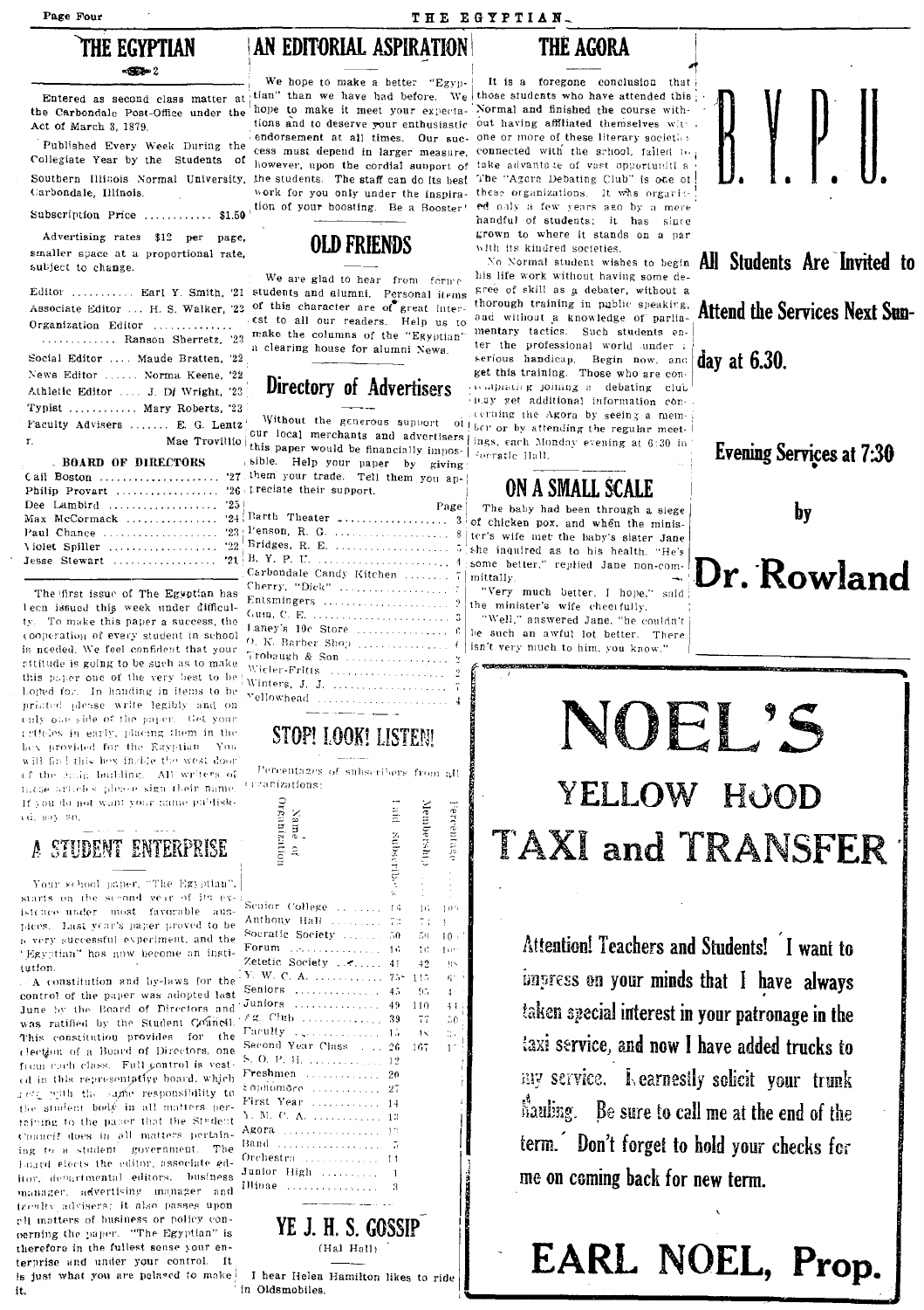# THE EGYPTIAN

Entered as second class matter at the Carbondale Post-Office under the Act of March 3, 1879.

Published Every Week During the Collegiate Year by the Students of Southern Illinois Normal University, Carbondale, Illinois.

Subscription Price ........... $1.50

Advertising rates $12 per page, smaller space at a proportional rate, subject to change.

Editor .......... Earl Y. Smith, '21
Associate Editor ... H. S. Walker, '22
Organization Editor .............
............ Ranson Sherretz, '23
Social Editor .... Maude Bratten, '22
News Editor ...... Norma Keene, '22
Athletic Editor .... J. D. Wright, '23
Typist .......... Mary Roberts, '23
Faculty Advisers ....... E. G. Lentz
r. Mae Trovillio

**BOARD OF DIRECTORS**

Call Boston .................. '27
Philip Provart ................ '26
Dee Lambird .................. '25
Max McCormack ............... '24
Paul Chance .................. '23
Violet Spiller ................. '22
Jesse Stewart ................. '21

The first issue of The Egyptian has been issued this week under difficulty. To make this paper a success, the cooperation of every student in school is needed. We feel confident that your attitude is going to be such as to make this paper one of the very best to be hoped for. In handing in items to be printed please write legibly and on only one side of the paper. Get your articles in early, placing them in the box provided for the Egyptian. You will find this box inside the west door of the main building. All writers of these articles please sign their name. If you do not want your name published, say so.

## A STUDENT ENTERPRISE

Your school paper, "The Egyptian", starts on the second year of its existence under most favorable auspices. Last year's paper proved to be a very successful experiment, and the "Egyptian" has now become an institution.

A constitution and by-laws for the control of the paper was adopted last June by the Board of Directors and was ratified by the Student Council. This constitution provides for the election of a Board of Directors, one from each class. Full control is vested in this representative board, which acts with the same responsibility to the student body in all matters pertaining to the paper that the Student Council does in all matters pertaining to a student government. The Board elects the editor, associate editor, departmental editors, business manager, advertising manager and faculty advisers; it also passes upon all matters of business or policy concerning the paper. "The Egyptian" is therefore in the fullest sense your enterprise and under your control. It is just what you are pleased to make it.

## AN EDITORIAL ASPIRATION

We hope to make a better "Egyptian" than we have had before. We hope to make it meet your expectations and to deserve your enthusiastic endorsement at all times. Our success must depend in larger measure, however, upon the cordial support of the students. The staff can do its best work for you only under the inspiration of your boosting. Be a Booster!

## OLD FRIENDS

We are glad to hear from former students and alumni. Personal items of this character are of great interest to all our readers. Help us to make the columns of the "Egyptian" a clearing house for alumni News.

## Directory of Advertisers

Without the generous support of our local merchants and advertisers this paper would be financially impossible. Help your paper by giving them your trade. Tell them you appreciate their support.

| | Page |
|---|---|
| Barth Theater | 3 |
| Benson, R. G. | 8 |
| Bridges, R. E. | 7 |
| B. Y. P. U. | 4 |
| Carbondale Candy Kitchen | 7 |
| Cherry, "Dick" | 7 |
| Entsmingers | 2 |
| Gum, C. E. | 3 |
| Laney's 10c Store | 6 |
| O. K. Barber Shop | 4 |
| Trobaugh & Son | 2 |
| Wieler-Fritts | 2 |
| Winters, J. J. | 7 |
| Yellowhead | 4 |

## STOP! LOOK! LISTEN!

Percentages of subscribers from all organizations:

| Name of Organization | Paid Subscribers | Membership | Percentage |
|---|---|---|---|
| Senior College | 16 | 16 | 100 |
| Anthony Hall | 73 | 73 | 1 |
| Socratic Society | 50 | 50 | 100 |
| Forum | 16 | 16 | 100 |
| Zetetic Society | 41 | 42 | 98 |
| Y. W. C. A. | 75 | 115 | 6 |
| Seniors | 45 | 95 | 4 |
| Juniors | 49 | 110 | 44 |
| Ag. Club | 39 | 77 | 50 |
| Faculty | 15 | 18 | 8 |
| Second Year Class | 26 | 167 | 1 |
| S. O. P. H. | 12 | | |
| Freshmen | 20 | | |
| Sophomore | 27 | | |
| First Year | 14 | | |
| Y. M. C. A. | 13 | | |
| Agora | 12 | | |
| Band | 5 | | |
| Orchestra | 11 | | |
| Junior High | 1 | | |
| Illinae | 3 | | |

## YE J. H. S. GOSSIP

(Hal Hall)

I hear Helen Hamilton likes to ride in Oldsmobiles.

## THE AGORA

It is a foregone conclusion that those students who have attended this Normal and finished the course without having affiliated themselves with one or more of these literary societies connected with the school, failed to take advantage of vast opportunities. The "Agora Debating Club" is one of these organizations. It was organized only a few years ago by a mere handful of students; it has since grown to where it stands on a par with its kindred societies.

No Normal student wishes to begin his life work without having some degree of skill as a debater, without a thorough training in public speaking, and without a knowledge of parliamentary tactics. Such students enter the professional world under a serious handicap. Begin now, and get this training. Those who are contemplating joining a debating club may get additional information concerning the Agora by seeing a member or by attending the regular meetings, each Monday evening at 6:30 in Socratic Hall.

## ON A SMALL SCALE

The baby had been through a siege of chicken pox, and when the minister's wife met the baby's sister Jane she inquired as to his health. "He's some better," replied Jane non-committally.

"Very much better, I hope," said the minister's wife cheerfully.

"Well," answered Jane, "he couldn't be such an awful lot better. There isn't very much to him, you know."

# B. Y. P. U.

**All Students Are Invited to Attend the Services Next Sunday at 6.30.**

**Evening Services at 7:30**

**by**

# Dr. Rowland

# NOEL'S

## YELLOW HOOD

# TAXI and TRANSFER

**Attention! Teachers and Students! I want to impress on your minds that I have always taken special interest in your patronage in the taxi service, and now I have added trucks to my service. I earnestly solicit your trunk hauling. Be sure to call me at the end of the term. Don't forget to hold your checks for me on coming back for new term.**

## EARL NOEL, Prop.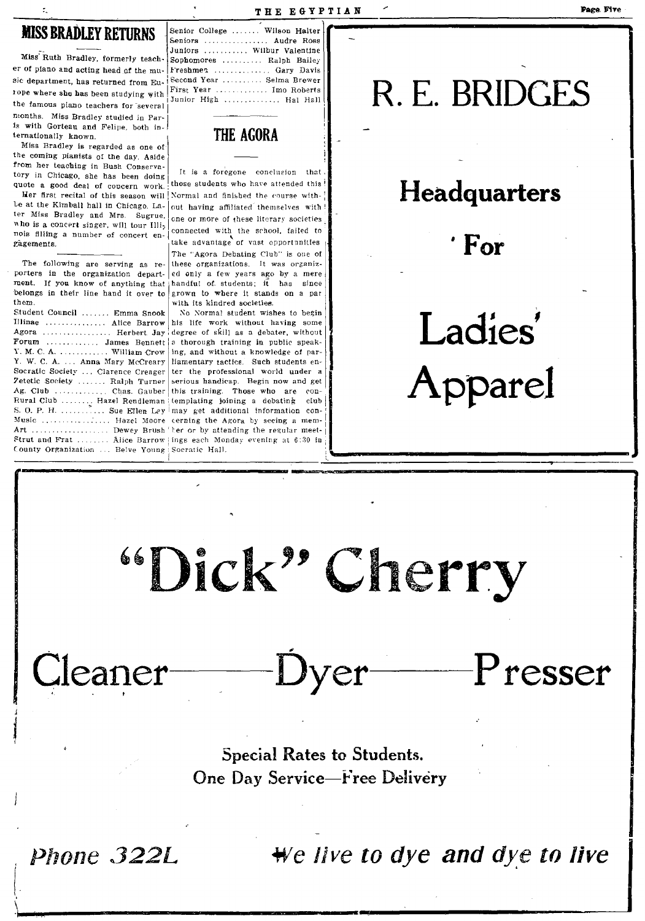## MISS BRADLEY RETURNS

Miss Ruth Bradley, formerly teacher of piano and acting head of the music department, has returned from Europe where she has been studying with the famous piano teachers for several months. Miss Bradley studied in Paris with Gorteau and Felipe, both internationally known.

Miss Bradley is regarded as one of the coming pianists of the day. Aside from her teaching in Bush Conservatory in Chicago, she has been doing quote a good deal of concern work.

Her first recital of this season will be at the Kimball hall in Chicago. Later Miss Bradley and Mrs. Sugrue, who is a concert singer, will tour Illinois filling a number of concert engagements.

---

The following are serving as reporters in the organization department. If you know of anything that belongs in their line hand it over to them.

Student Council ....... Emma Snook
Illinae ............... Alice Barrow
Agora ................. Herbert Jay
Forum ............. James Bennett
Y. M. C. A. ............ William Crow
Y. W. C. A. ... Anna Mary McCreary
Socratic Society ... Clarence Creager
Zetetic Society ....... Ralph Turner
Ag. Club ............. Chas. Gauber
Rural Club ........ Hazel Rendleman
S. O. P. H. ........... Sue Ellen Ley
Music ................. Hazel Moore
Art ................... Dewey Brush
Strut and Frat ........ Alice Barrow
County Organization ... Belve Young
Senior College ....... Wilson Halter
Seniors ................ Audre Ross
Juniors ........... Wilbur Valentine
Sophomores .......... Ralph Bailey
Freshmen ............. Gary Davis
Second Year .......... Selma Brewer
First Year ............ Imo Roberts
Junior High ............. Hal Hall

## THE AGORA

It is a foregone conclusion that those students who have attended this Normal and finished the course without having affiliated themselves with one or more of these literary societies connected with the school, failed to take advantage of vast opportunities. The "Agora Debating Club" is one of these organizations. It was organized only a few years ago by a mere handful of students; it has since grown to where it stands on a par with its kindred societies.

No Normal student wishes to begin his life work without having some degree of skill as a debater, without a thorough training in public speaking, and without a knowledge of parliamentary tactics. Such students enter the professional world under a serious handicap. Begin now and get this training. Those who are contemplating joining a debating club may get additional information concerning the Agora by seeing a member or by attending the regular meetings each Monday evening at 6:30 in Socratic Hall.

---

# R. E. BRIDGES

## Headquarters

## For

# Ladies' Apparel

---

# "Dick" Cherry

# Cleaner——Dyer——Presser

**Special Rates to Students.**
**One Day Service—Free Delivery**

*Phone 322L* *We live to dye and dye to live*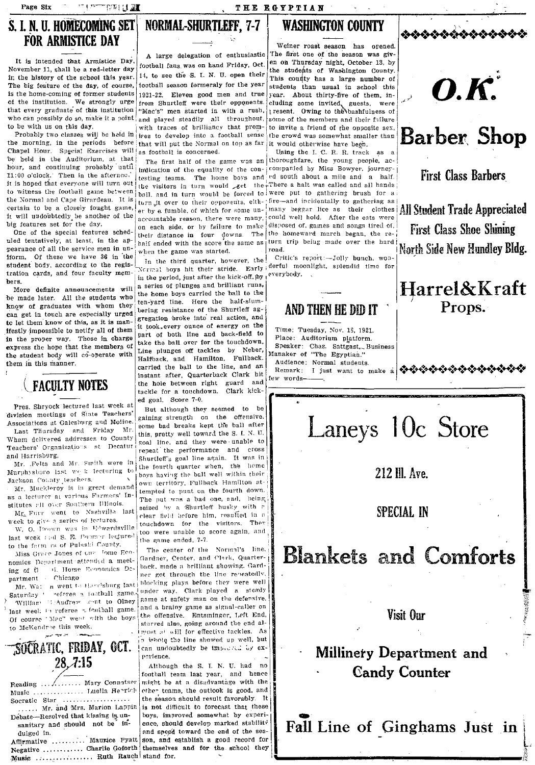# S. I. N. U. HOMECOMING SET FOR ARMISTICE DAY

It is intended that Armistice Day, November 11, shall be a red-letter day in the history of the school this year. The big feature of the day, of course, is the home-coming of former students of the institution. We strongly urge that every graduate of this institution who can possibly do so, make it a point to be with us on this day.

Probably two classes will be held in the morning, in the periods before Chapel Hour. Special Exercises will be held in the Auditorium, at that hour, and continuing probably until 11:00 o'clock. Then in the afternoon it is hoped that everyone will turn out to witness the football game between the Normal and Cape Girardeau. It is certain to be a closely fought game, it will undoubtedly be another of the big features set for the day.

One of the special features scheduled tentatively, at least, in the appearance of all the service men in uniform. Of these we have 36 in the student body, according to the registration cards, and four faculty members.

More definite announcements will be made later. All the students who know of graduates with whom they can get in touch are especially urged to let them know of this, as it is manifestly impossible to notify all of them in the proper way. Those in charge express the hope that the members of the student body will co-operate with them in this manner.

# FACULTY NOTES

Pres. Shryock lectured last week at division meetings of State Teachers' Associations at Galesburg and Moline.

Last Thursday and Friday Mr. Wham delivered addresses to County Teachers' Organizations at Decatur and Harrisburg.

Mr. Felts and Mr. Smith were in Murphysboro last week lecturing to Jackson County teachers.

Mr. Muckleroy is in great demand as a lecturer at various Farmers' Institutes all over Southern Illinois.

Mr. Furr went to Nashville last week to give a series of lectures.

W. O. Brown was in Edwardsville last week and S. E. Boomer lectured to the farmers of Pulaski County.

Miss Grace Jones of the Home Economics Department attended a meeting of the Home Economics Department Chicago

Mr. Wa... went to Harrisburg last Saturday to referee a football game.

William McAndrew went to Olney last week to referee a football game. Of course "Mac" went with the boys to McKendree this week.

# SOCRATIC, FRIDAY, OCT. 28, 7:15

Reading .......... Mary Connatser
Music .......... Luella Herrich
Socratic Star ..........
...... Mr. and Mrs. Marion Lappin
Debate—Resolved that kissing is unsanitary and should not be indulged in.
Affirmative .......... Maurice Pyatt
Negative .......... Charlie Goforth
Music .......... Ruth Rauch

# NORMAL-SHURTLEFF, 7-7

A large delegation of enthusiastic football fans was on hand Friday, Oct. 14, to see the S. I. N. U. open their football season formerly for the year 1921-22. Eleven good men and true from Shurtleff were their opponents. "Mac's" men started in with a rush, and played steadily all throughout, with traces of brilliancy that promises to develop into a football sense that will put the Normal on top as far as football is concerned.

The first half of the game was an indication of the equality of the contesting teams. The home boys and the visitors in turn would get the ball, and in turn would be forced to turn it over to their opponents, either by a fumble, of which for some unaccountable reason, there were many, on each side, or by failure to make their distance in four downs. The half ended with the score the same as when the game was started.

In the third quarter, however, the Normal boys hit their stride. Early in the period, just after the kick-off, by a series of plunges and brilliant runs, the home boys carried the ball to the ten-yard line. Here the half-slumbering resistance of the Shurtleff aggregation broke into real action, and it took every ounce of energy on the part of both line and back-field to take the ball over for the touchdown. Line plunges off tackles by Neber, Halfback, and Hamilton, Fullback, carried the ball to the line, and an instant after, Quarterback Clark hit the hole between right guard and tackle for a touchdown. Clark kicked goal. Score 7-0.

But although they seemed to be gaining strength on the offensive, some bad breaks kept the ball after this, pretty well toward the S. I. N. U. goal line, and they were unable to repeat the performance and cross Shurtleff's goal line again. It was in the fourth quarter when the home boys having the ball well within their own territory, Fullback Hamilton attempted to punt on the fourth down. The punt was a bad one, and, being seized by a Shurtleff husky with a clear field before him, resulted in a touchdown for the visitors. They too were unable to score again, and the game ended, 7-7.

The center of the Normal's line, Gardner, Center, and Clark, Quarterback, made a brilliant showing. Gardner got through the line repeatedly, blocking plays before they were well under way. Clark played a steady game at safety man on the defensive, and a brainy game as signal-caller on the offensive. Entsminger, Left End, starred also, going around the end almost at will for effective tackles. As a whole the line showed up well, but can undoubtedly be improved by experience.

Although the S. I. N. U. had no football team last year, and hence might be at a disadvantage with the other teams, the outlook is good, and the season should result favorably. It is not difficult to forecast that these boys, improved somewhat by experience, should develop marked stability and speed toward the end of the season, and establish a good record for themselves and for the school they stand for.

# WASHINGTON COUNTY

Weiner roast season has opened. The first one of the season was given on Thursday night, October 13, by the students of Washington County. This county has a large number of students than usual in school this year. About thirty-five of them, including some invited guests, were present. Owing to the bashfulness of some of the members and their failure to invite a friend of the opposite sex, the crowd was somewhat smaller than it would otherwise have been.

Using the I. C. R. R. track as a thoroughfare, the young people, accompanied by Miss Bowyer, journeyed south about a mile and a half. There a halt was called and all hands were put to gathering brush for a fire—and incidentally to gathering as many beggar lice as their clothes could well hold. After the eats were disposed of, games and songs tired of, the homeward march began, the return trip being made over the hard road.

Critic's report:—Jolly bunch, wonderful moonlight, splendid time for everybody.

# AND THEN HE DID IT

Time: Tuesday, Nov. 18, 1921.
Place: Auditorium platform.
Speaker: Chas. Sattgast, Business Manager of "The Egyptian."
Audience: Normal students.
Remark: I just want to make a few words——.

**O.K.**

**Barber Shop**

**First Class Barbers**

**All Student Trade Appreciated**

**First Class Shoe Shining**

**North Side New Hundley Bldg.**

**Harrel & Kraft**
**Props.**

**Laneys 10c Store**

**212 Ill. Ave.**

**SPECIAL IN**

**Blankets and Comforts**

**Visit Our**

**Millinery Department and Candy Counter**

**Fall Line of Ginghams Just in**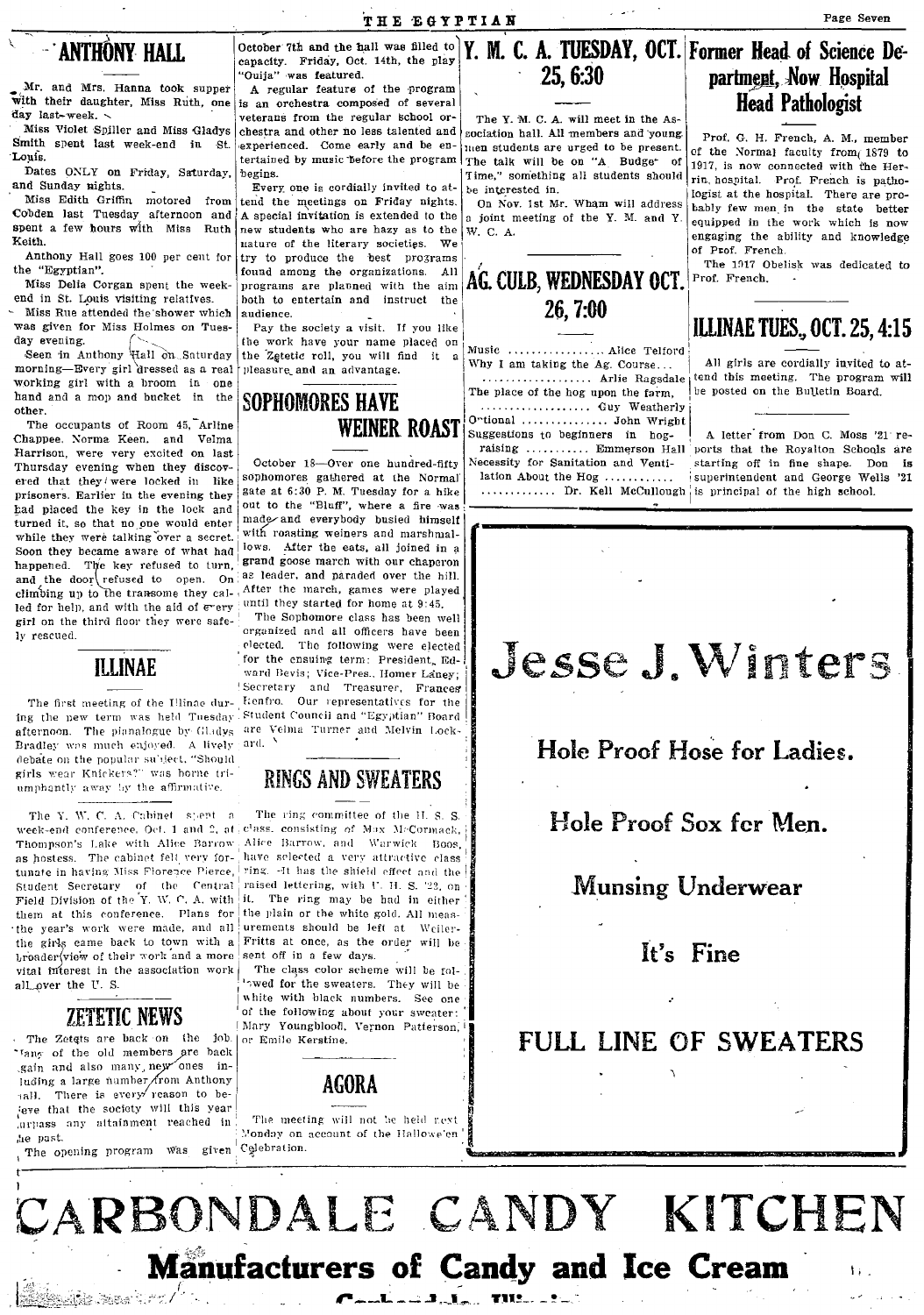## ANTHONY HALL

Mr. and Mrs. Hanna took supper with their daughter, Miss Ruth, one day last week.

Miss Violet Spiller and Miss Gladys Smith spent last week-end in St. Louis.

Dates ONLY on Friday, Saturday, and Sunday nights.

Miss Edith Griffin motored from Cobden last Tuesday afternoon and spent a few hours with Miss Ruth Keith.

Anthony Hall goes 100 per cent for the "Egyptian".

Miss Delia Corgan spent the week-end in St. Louis visiting relatives.

Miss Rue attended the shower which was given for Miss Holmes on Tuesday evening.

Seen in Anthony Hall on Saturday morning—Every girl dressed as a real working girl with a broom in one hand and a mop and bucket in the other.

The occupants of Room 45, Arline Chappee, Norma Keen, and Velma Harrison, were very excited on last Thursday evening when they discovered that they were locked in like prisoners. Earlier in the evening they had placed the key in the lock and turned it, so that no one would enter while they were talking over a secret. Soon they became aware of what had happened. The key refused to turn, and the door refused to open. On climbing up to the transome they called for help, and with the aid of every girl on the third floor they were safely rescued.

## ILLINAE

The first meeting of the Illinae during the new term was held Tuesday afternoon. The pianalogue by Gladys Bradley was much enjoyed. A lively debate on the popular subject, "Should girls wear Knickers?" was borne triumphantly away by the affirmative.

The Y. W. C. A. Cabinet spent a week-end conference, Oct. 1 and 2, at Thompson's Lake with Alice Barrow as hostess. The cabinet felt very fortunate in having Miss Florence Pierce, Student Secretary of the Central Field Division of the Y. W. C. A. with them at this conference. Plans for the year's work were made, and all the girls came back to town with a broader view of their work and a more vital interest in the association work all over the U. S.

## ZETETIC NEWS

The Zetets are back on the job. Many of the old members are back again and also many new ones including a large number from Anthony Hall. There is every reason to believe that the society will this year surpass any attainment reached in the past.

The opening program was given October 7th and the hall was filled to capacity. Friday, Oct. 14th, the play "Ouija" was featured.

A regular feature of the program is an orchestra composed of several veterans from the regular school orchestra and other no less talented and experienced. Come early and be entertained by music before the program begins.

Every one is cordially invited to attend the meetings on Friday nights. A special invitation is extended to the new students who are hazy as to the nature of the literary societies. We try to produce the best programs found among the organizations. All programs are planned with the aim both to entertain and instruct the audience.

Pay the society a visit. If you like the work have your name placed on the Zetetic roll, you will find it a pleasure and an advantage.

## SOPHOMORES HAVE WEINER ROAST

October 18—Over one hundred-fifty sophomores gathered at the Normal gate at 6:30 P. M. Tuesday for a hike out to the "Bluff", where a fire was made and everybody busied himself with roasting weiners and marshmallows. After the eats, all joined in a grand goose march with our chaperon as leader, and paraded over the hill. After the march, games were played until they started for home at 9:45.

The Sophomore class has been well organized and all officers have been elected. The following were elected for the ensuing term: President, Edward Bevis; Vice-Pres., Homer Laney; Secretary and Treasurer, Frances Renfro. Our representatives for the Student Council and "Egyptian" Board are Velma Turner and Melvin Lockard.

## RINGS AND SWEATERS

The ring committee of the H. S. S. class, consisting of Max McCormack, Alice Barrow, and Warwick Boos, have selected a very attractive class ring. It has the shield effect and the raised lettering, with U. H. S. '22, on it. The ring may be had in either the plain or the white gold. All measurements should be left at Weiler-Fritts at once, as the order will be sent off in a few days.

The class color scheme will be followed for the sweaters. They will be white with black numbers. See one of the following about your sweater: Mary Youngblood, Vernon Patterson, or Emile Kerstine.

## AGORA

The meeting will not be held next Monday on account of the Hallowe'en Celebration.

## Y. M. C. A. TUESDAY, OCT. 25, 6:30

The Y. M. C. A. will meet in the Association hall. All members and young men students are urged to be present. The talk will be on "A Budge of Time," something all students should be interested in.

On Nov. 1st Mr. Wham will address a joint meeting of the Y. M. and Y. W. C. A.

## AG. CULB, WEDNESDAY OCT. 26, 7:00

Music .................. Alice Telford
Why I am taking the Ag. Course... .................. Arlie Ragsdale
The place of the hog upon the farm, .................. Guy Weatherly
Optional .................. John Wright
Suggestions to beginners in hog-raising .................. Emmerson Hall
Necessity for Sanitation and Ventilation About the Hog .................. Dr. Kell McCullough

## Former Head of Science Department, Now Hospital Head Pathologist

Prof. G. H. French, A. M., member of the Normal faculty from 1879 to 1917, is now connected with the Herrin hospital. Prof. French is pathologist at the hospital. There are probably few men in the state better equipped in the work which is now engaging the ability and knowledge of Prof. French.

The 1917 Obelisk was dedicated to Prof. French.

## ILLINAE TUES., OCT. 25, 4:15

All girls are cordially invited to attend this meeting. The program will be posted on the Bulletin Board.

A letter from Don C. Moss '21 reports that the Royalton Schools are starting off in fine shape. Don is superintendent and George Wells '21 is principal of the high school.

# Jesse J. Winters

**Hole Proof Hose for Ladies.**

**Hole Proof Sox for Men.**

**Munsing Underwear**

**It's Fine**

**FULL LINE OF SWEATERS**

# CARBONDALE CANDY KITCHEN

**Manufacturers of Candy and Ice Cream**

Carbondale, Illinois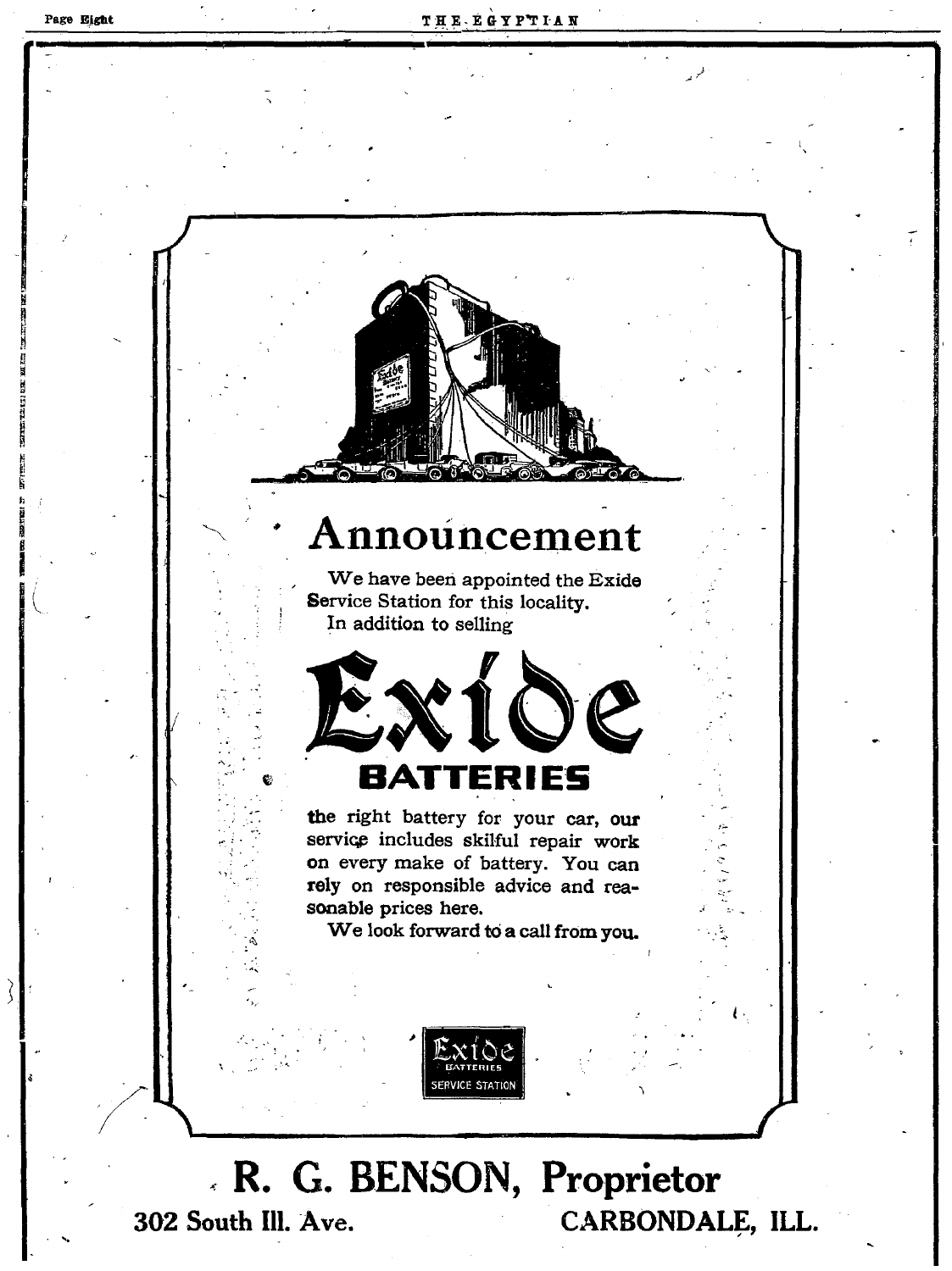# Announcement

We have been appointed the Exide Service Station for this locality.

In addition to selling

# Exide

## BATTERIES

the right battery for your car, our service includes skilful repair work on every make of battery. You can rely on responsible advice and reasonable prices here.

We look forward to a call from you.

Exide BATTERIES SERVICE STATION

## R. G. BENSON, Proprietor

**302 South Ill. Ave.** **CARBONDALE, ILL.**